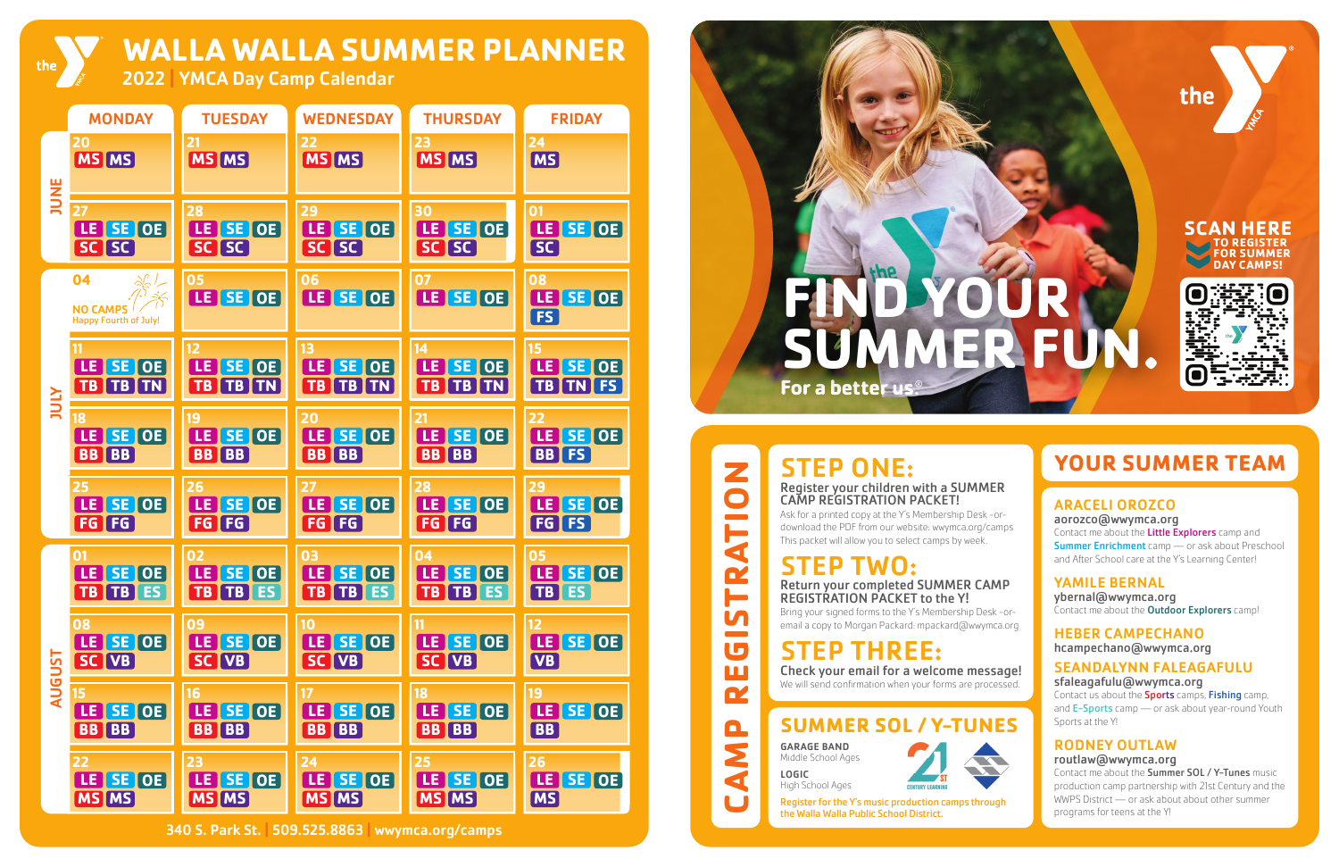# WALLA WALLA SUMMER PLANNER

**2022 | YMCA Day Camp Calendar**

| | MONDAY | TUESDAY | WEDNESDAY | THURSDAY | FRIDAY |
|---|---|---|---|---|---|
| JUNE | 20 MS MS | 21 MS MS | 22 MS MS | 23 MS MS | 24 MS |
| | 27 LE SE OE SC SC | 28 LE SE OE SC SC | 29 LE SE OE SC SC | 30 LE SE OE SC SC | 01 LE SE OE SC |
| JULY | 04 NO CAMPS Happy Fourth of July! | 05 LE SE OE | 06 LE SE OE | 07 LE SE OE | 08 LE SE OE FS |
| | 11 LE SE OE TB TB TN | 12 LE SE OE TB TB TN | 13 LE SE OE TB TB TN | 14 LE SE OE TB TB TN | 15 LE SE OE TB TN FS |
| | 18 LE SE OE BB BB | 19 LE SE OE BB BB | 20 LE SE OE BB BB | 21 LE SE OE BB BB | 22 LE SE OE BB FS |
| | 25 LE SE OE FG FG | 26 LE SE OE FG FG | 27 LE SE OE FG FG | 28 LE SE OE FG FG | 29 LE SE OE FG FS |
| AUGUST | 01 LE SE OE TB TB ES | 02 LE SE OE TB TB ES | 03 LE SE OE TB TB ES | 04 LE SE OE TB TB ES | 05 LE SE OE TB ES |
| | 08 LE SE OE SC VB | 09 LE SE OE SC VB | 10 LE SE OE SC VB | 11 LE SE OE SC VB | 12 LE SE OE VB |
| | 15 LE SE OE BB BB | 16 LE SE OE BB BB | 17 LE SE OE BB BB | 18 LE SE OE BB BB | 19 LE SE OE BB |
| | 22 LE SE OE MS MS | 23 LE SE OE MS MS | 24 LE SE OE MS MS | 25 LE SE OE MS MS | 26 LE SE OE MS |

340 S. Park St. | 509.525.8863 | wwymca.org/camps

# FIND YOUR SUMMER FUN.

For a better us.®

**SCAN HERE TO REGISTER FOR SUMMER DAY CAMPS!**

## CAMP REGISTRATION

### STEP ONE:

**Register your children with a SUMMER CAMP REGISTRATION PACKET!**

Ask for a printed copy at the Y's Membership Desk -or- download the PDF from our website: wwymca.org/camps This packet will allow you to select camps by week.

### STEP TWO:

**Return your completed SUMMER CAMP REGISTRATION PACKET to the Y!**

Bring your signed forms to the Y's Membership Desk -or- email a copy to Morgan Packard: mpackard@wwymca.org

### STEP THREE:

**Check your email for a welcome message!**

We will send confirmation when your forms are processed.

### SUMMER SOL / Y-TUNES

**GARAGE BAND**
Middle School Ages

**LOGIC**
High School Ages

Register for the Y's music production camps through the Walla Walla Public School District.

## YOUR SUMMER TEAM

**ARACELI OROZCO**
aorozco@wwymca.org
Contact me about the **Little Explorers** camp and **Summer Enrichment** camp — or ask about Preschool and After School care at the Y's Learning Center!

**YAMILE BERNAL**
ybernal@wwymca.org
Contact me about the **Outdoor Explorers** camp!

**HEBER CAMPECHANO**
hcampechano@wwymca.org

**SEANDALYNN FALEAGAFULU**
sfaleagafulu@wwymca.org
Contact us about the **Sports** camps, **Fishing** camp, and **E-Sports** camp — or ask about year-round Youth Sports at the Y!

**RODNEY OUTLAW**
routlaw@wwymca.org
Contact me about the **Summer SOL / Y-Tunes** music production camp partnership with 21st Century and the WWPS District — or ask about about other summer programs for teens at the Y!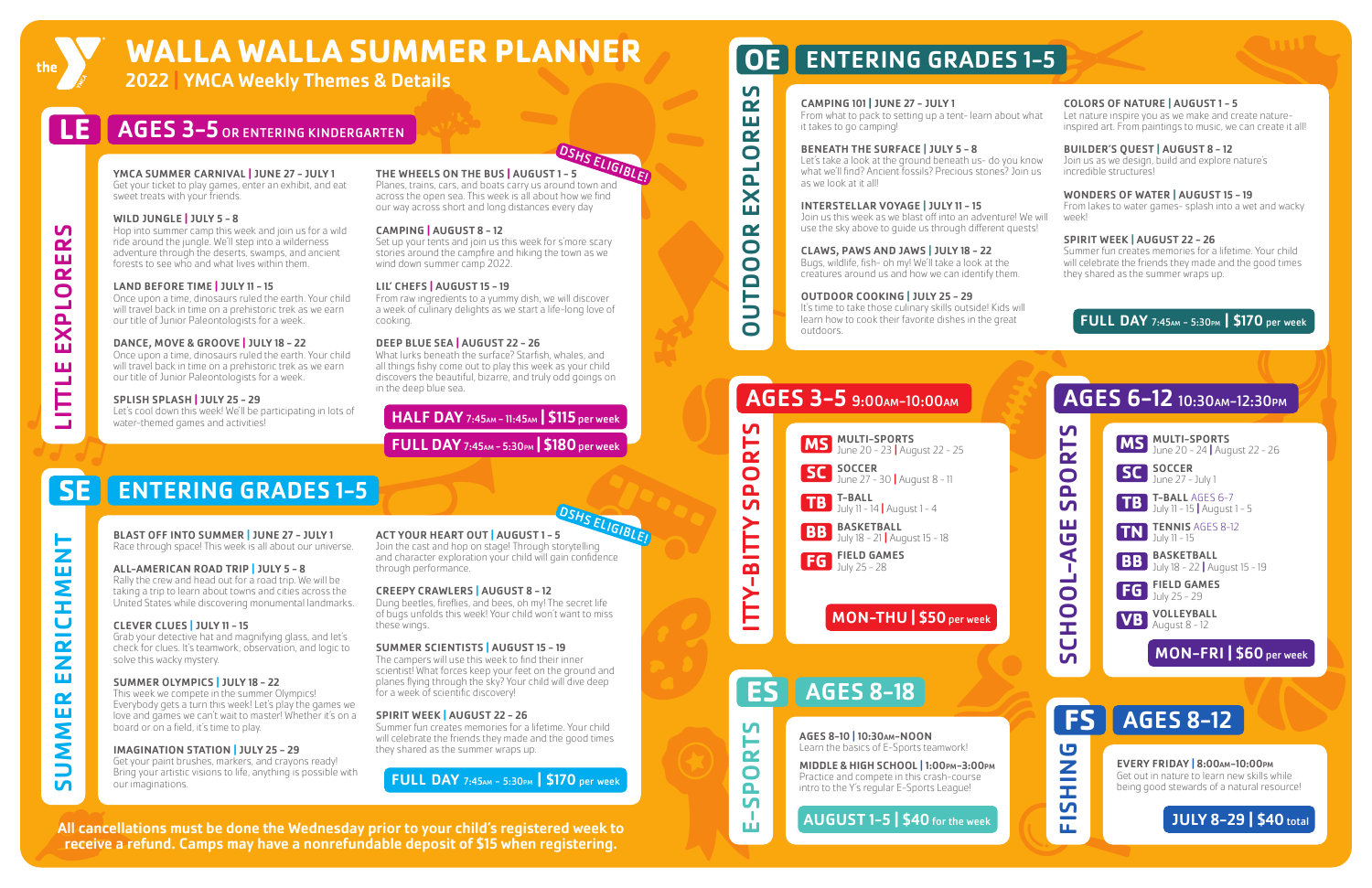# WALLA WALLA SUMMER PLANNER

## 2022 | YMCA Weekly Themes & Details

## LE | AGES 3–5 OR ENTERING KINDERGARTEN

### LITTLE EXPLORERS

DSHS ELIGIBLE!

**YMCA SUMMER CARNIVAL | JUNE 27 – JULY 1**
Get your ticket to play games, enter an exhibit, and eat sweet treats with your friends.

**WILD JUNGLE | JULY 5 – 8**
Hop into summer camp this week and join us for a wild ride around the jungle. We'll step into a wilderness adventure through the deserts, swamps, and ancient forests to see who and what lives within them.

**LAND BEFORE TIME | JULY 11 – 15**
Once upon a time, dinosaurs ruled the earth. Your child will travel back in time on a prehistoric trek as we earn our title of Junior Paleontologists for a week.

**DANCE, MOVE & GROOVE | JULY 18 – 22**
Once upon a time, dinosaurs ruled the earth. Your child will travel back in time on a prehistoric trek as we earn our title of Junior Paleontologists for a week.

**SPLISH SPLASH | JULY 25 – 29**
Let's cool down this week! We'll be participating in lots of water-themed games and activities!

**THE WHEELS ON THE BUS | AUGUST 1 – 5**
Planes, trains, cars, and boats carry us around town and across the open sea. This week is all about how we find our way across short and long distances every day.

**CAMPING | AUGUST 8 – 12**
Set up your tents and join us this week for s'more scary stories around the campfire and hiking the town as we wind down summer camp 2022.

**LIL' CHEFS | AUGUST 15 – 19**
From raw ingredients to a yummy dish, we will discover a week of culinary delights as we start a life-long love of cooking.

**DEEP BLUE SEA | AUGUST 22 – 26**
What lurks beneath the surface? Starfish, whales, and all things fishy come out to play this week as your child discovers the beautiful, bizarre, and truly odd goings on in the deep blue sea.

**HALF DAY** 7:45AM – 11:45AM | **$115** per week

**FULL DAY** 7:45AM – 5:30PM | **$180** per week

## SE | ENTERING GRADES 1–5

### SUMMER ENRICHMENT

DSHS ELIGIBLE!

**BLAST OFF INTO SUMMER | JUNE 27 – JULY 1**
Race through space! This week is all about our universe.

**ALL-AMERICAN ROAD TRIP | JULY 5 – 8**
Rally the crew and head out for a road trip. We will be taking a trip to learn about towns and cities across the United States while discovering monumental landmarks.

**CLEVER CLUES | JULY 11 – 15**
Grab your detective hat and magnifying glass, and let's check for clues. It's teamwork, observation, and logic to solve this wacky mystery.

**SUMMER OLYMPICS | JULY 18 – 22**
This week we compete in the summer Olympics! Everybody gets a turn this week! Let's play the games we love and games we can't wait to master! Whether it's on a board or on a field, it's time to play.

**IMAGINATION STATION | JULY 25 – 29**
Get your paint brushes, markers, and crayons ready! Bring your artistic visions to life, anything is possible with our imaginations.

**ACT YOUR HEART OUT | AUGUST 1 – 5**
Join the cast and hop on stage! Through storytelling and character exploration your child will gain confidence through performance.

**CREEPY CRAWLERS | AUGUST 8 – 12**
Dung beetles, fireflies, and bees, oh my! The secret life of bugs unfolds this week! Your child won't want to miss these wings.

**SUMMER SCIENTISTS | AUGUST 15 – 19**
The campers will use this week to find their inner scientist! What forces keep your feet on the ground and planes flying through the sky? Your child will dive deep for a week of scientific discovery!

**SPIRIT WEEK | AUGUST 22 – 26**
Summer fun creates memories for a lifetime. Your child will celebrate the friends they made and the good times they shared as the summer wraps up.

**FULL DAY** 7:45AM – 5:30PM | **$170** per week

**All cancellations must be done the Wednesday prior to your child's registered week to receive a refund. Camps may have a nonrefundable deposit of $15 when registering.**

## OE | ENTERING GRADES 1–5

### OUTDOOR EXPLORERS

**CAMPING 101 | JUNE 27 – JULY 1**
From what to pack to setting up a tent- learn about what it takes to go camping!

**BENEATH THE SURFACE | JULY 5 – 8**
Let's take a look at the ground beneath us- do you know what we'll find? Ancient fossils? Precious stones? Join us as we look at it all!

**INTERSTELLAR VOYAGE | JULY 11 – 15**
Join us this week as we blast off into an adventure! We will use the sky above to guide us through different quests!

**CLAWS, PAWS AND JAWS | JULY 18 – 22**
Bugs, wildlife, fish- oh my! We'll take a look at the creatures around us and how we can identify them.

**OUTDOOR COOKING | JULY 25 – 29**
It's time to take those culinary skills outside! Kids will learn how to cook their favorite dishes in the great outdoors.

**COLORS OF NATURE | AUGUST 1 – 5**
Let nature inspire you as we make and create nature-inspired art. From paintings to music, we can create it all!

**BUILDER'S QUEST | AUGUST 8 – 12**
Join us as we design, build and explore nature's incredible structures!

**WONDERS OF WATER | AUGUST 15 – 19**
From lakes to water games- splash into a wet and wacky week!

**SPIRIT WEEK | AUGUST 22 – 26**
Summer fun creates memories for a lifetime. Your child will celebrate the friends they made and the good times they shared as the summer wraps up.

**FULL DAY** 7:45AM – 5:30PM | **$170** per week

## ITTY-BITTY SPORTS | AGES 3–5 9:00AM–10:00AM

**MS** MULTI-SPORTS — June 20 – 23 | August 22 – 25

**SC** SOCCER — June 27 – 30 | August 8 – 11

**TB** T-BALL — July 11 – 14 | August 1 – 4

**BB** BASKETBALL — July 18 – 21 | August 15 – 18

**FG** FIELD GAMES — July 25 – 28

**MON-THU | $50** per week

## SCHOOL-AGE SPORTS | AGES 6–12 10:30AM–12:30PM

**MS** MULTI-SPORTS — June 20 – 24 | August 22 – 26

**SC** SOCCER — June 27 – July 1

**TB** T-BALL AGES 6-7 — July 11 – 15 | August 1 – 5

**TN** TENNIS AGES 8-12 — July 11 – 15

**BB** BASKETBALL — July 18 – 22 | August 15 – 19

**FG** FIELD GAMES — July 25 – 29

**VB** VOLLEYBALL — August 8 – 12

**MON-FRI | $60** per week

## ES | AGES 8–18

### E-SPORTS

**AGES 8–10 | 10:30AM–NOON**
Learn the basics of E-Sports teamwork!

**MIDDLE & HIGH SCHOOL | 1:00PM–3:00PM**
Practice and compete in this crash-course intro to the Y's regular E-Sports League!

**AUGUST 1–5 | $40** for the week

## FS | AGES 8–12

### FISHING

**EVERY FRIDAY | 8:00AM–10:00PM**
Get out in nature to learn new skills while being good stewards of a natural resource!

**JULY 8–29 | $40** total